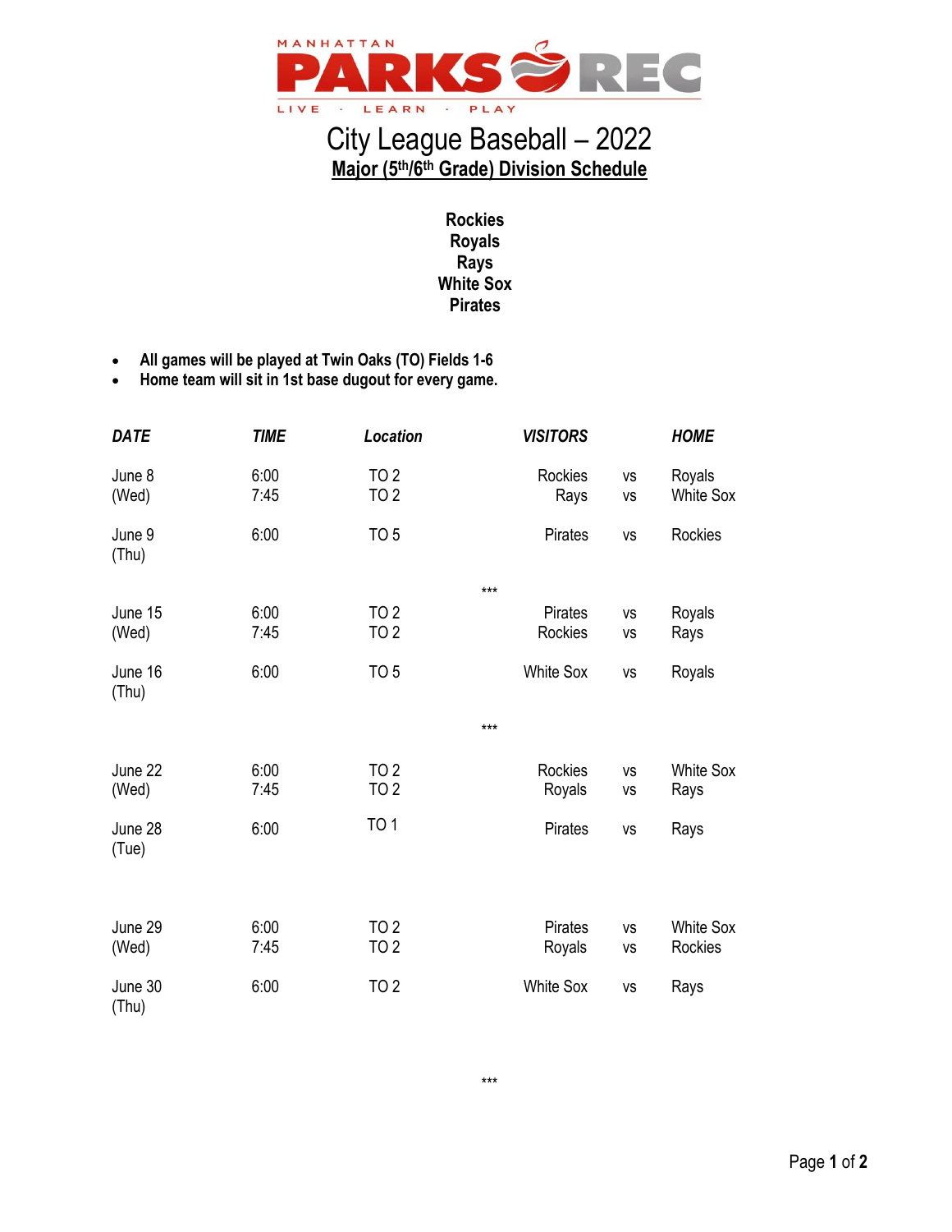MANHATTAN PARKS & REC

LIVE · LEARN · PLAY

# City League Baseball – 2022

## Major (5th/6th Grade) Division Schedule

**Rockies**
**Royals**
**Rays**
**White Sox**
**Pirates**

- **All games will be played at Twin Oaks (TO) Fields 1-6**
- **Home team will sit in 1st base dugout for every game.**

| *DATE* | *TIME* | *Location* | *VISITORS* | | *HOME* |
|---|---|---|---|---|---|
| June 8 (Wed) | 6:00 | TO 2 | Rockies | vs | Royals |
| | 7:45 | TO 2 | Rays | vs | White Sox |
| June 9 (Thu) | 6:00 | TO 5 | Pirates | vs | Rockies |
| *** | | | | | |
| June 15 (Wed) | 6:00 | TO 2 | Pirates | vs | Royals |
| | 7:45 | TO 2 | Rockies | vs | Rays |
| June 16 (Thu) | 6:00 | TO 5 | White Sox | vs | Royals |
| *** | | | | | |
| June 22 (Wed) | 6:00 | TO 2 | Rockies | vs | White Sox |
| | 7:45 | TO 2 | Royals | vs | Rays |
| June 28 (Tue) | 6:00 | TO 1 | Pirates | vs | Rays |
| June 29 (Wed) | 6:00 | TO 2 | Pirates | vs | White Sox |
| | 7:45 | TO 2 | Royals | vs | Rockies |
| June 30 (Thu) | 6:00 | TO 2 | White Sox | vs | Rays |

***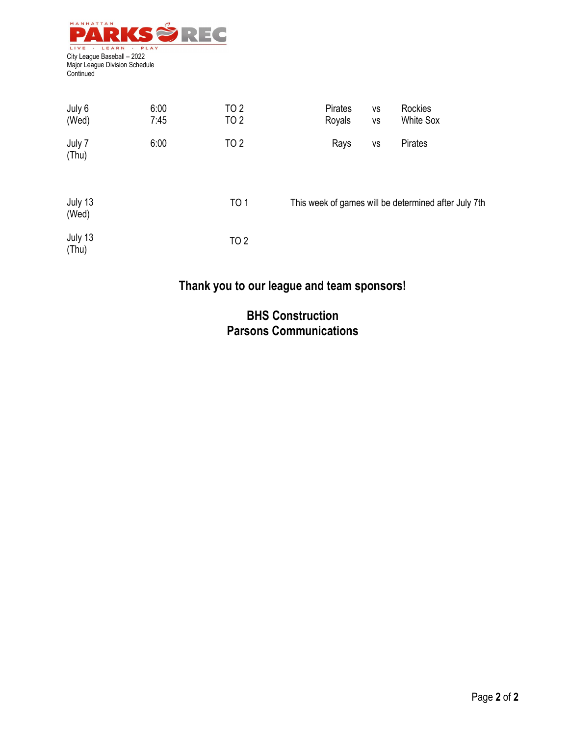City League Baseball – 2022
Major League Division Schedule
Continued

| | | | | | |
|---|---|---|---|---|---|
| July 6 (Wed) | 6:00 | TO 2 | Pirates | vs | Rockies |
| | 7:45 | TO 2 | Royals | vs | White Sox |
| July 7 (Thu) | 6:00 | TO 2 | Rays | vs | Pirates |
| July 13 (Wed) | | TO 1 | This week of games will be determined after July 7th | | |
| July 13 (Thu) | | TO 2 | | | |

**Thank you to our league and team sponsors!**

**BHS Construction**
**Parsons Communications**